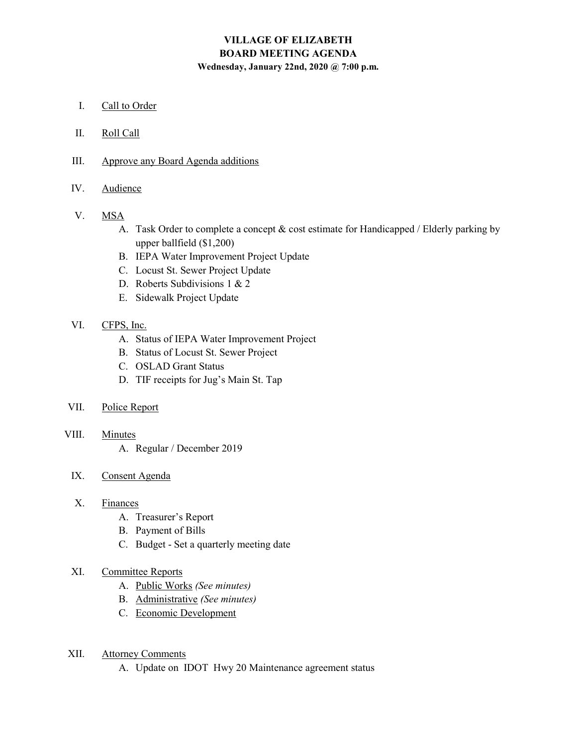# VILLAGE OF ELIZABETH
## BOARD MEETING AGENDA
**Wednesday, January 22nd, 2020 @ 7:00 p.m.**

I. Call to Order

II. Roll Call

III. Approve any Board Agenda additions

IV. Audience

V. MSA
   - A. Task Order to complete a concept & cost estimate for Handicapped / Elderly parking by upper ballfield ($1,200)
   - B. IEPA Water Improvement Project Update
   - C. Locust St. Sewer Project Update
   - D. Roberts Subdivisions 1 & 2
   - E. Sidewalk Project Update

VI. CFPS, Inc.
   - A. Status of IEPA Water Improvement Project
   - B. Status of Locust St. Sewer Project
   - C. OSLAD Grant Status
   - D. TIF receipts for Jug's Main St. Tap

VII. Police Report

VIII. Minutes
   - A. Regular / December 2019

IX. Consent Agenda

X. Finances
   - A. Treasurer's Report
   - B. Payment of Bills
   - C. Budget - Set a quarterly meeting date

XI. Committee Reports
   - A. Public Works *(See minutes)*
   - B. Administrative *(See minutes)*
   - C. Economic Development

XII. Attorney Comments
   - A. Update on IDOT Hwy 20 Maintenance agreement status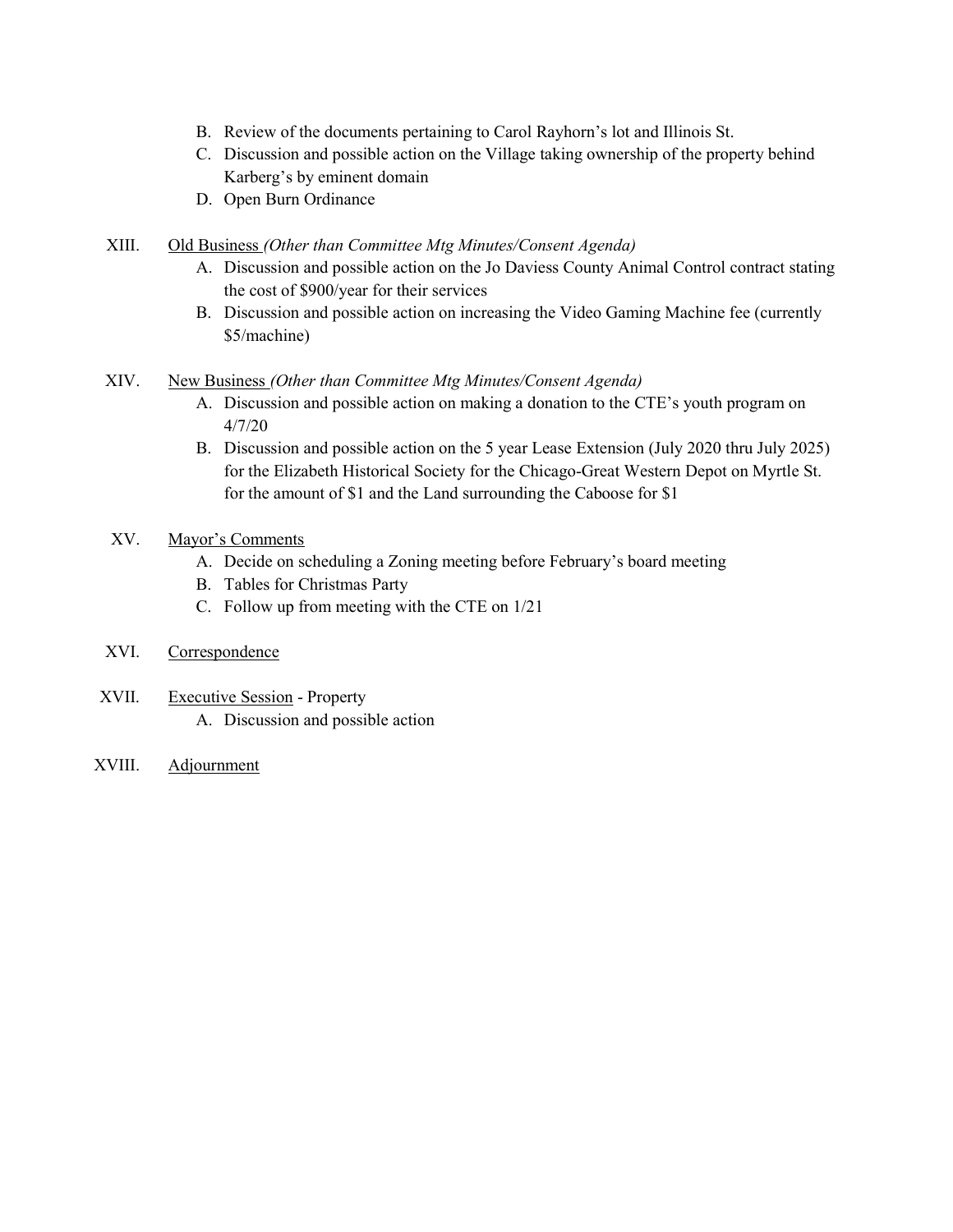B. Review of the documents pertaining to Carol Rayhorn's lot and Illinois St.
C. Discussion and possible action on the Village taking ownership of the property behind Karberg's by eminent domain
D. Open Burn Ordinance

XIII. Old Business *(Other than Committee Mtg Minutes/Consent Agenda)*

A. Discussion and possible action on the Jo Daviess County Animal Control contract stating the cost of $900/year for their services
B. Discussion and possible action on increasing the Video Gaming Machine fee (currently $5/machine)

XIV. New Business *(Other than Committee Mtg Minutes/Consent Agenda)*

A. Discussion and possible action on making a donation to the CTE's youth program on 4/7/20
B. Discussion and possible action on the 5 year Lease Extension (July 2020 thru July 2025) for the Elizabeth Historical Society for the Chicago-Great Western Depot on Myrtle St. for the amount of $1 and the Land surrounding the Caboose for $1

XV. Mayor's Comments

A. Decide on scheduling a Zoning meeting before February's board meeting
B. Tables for Christmas Party
C. Follow up from meeting with the CTE on 1/21

XVI. Correspondence

XVII. Executive Session - Property

A. Discussion and possible action

XVIII. Adjournment